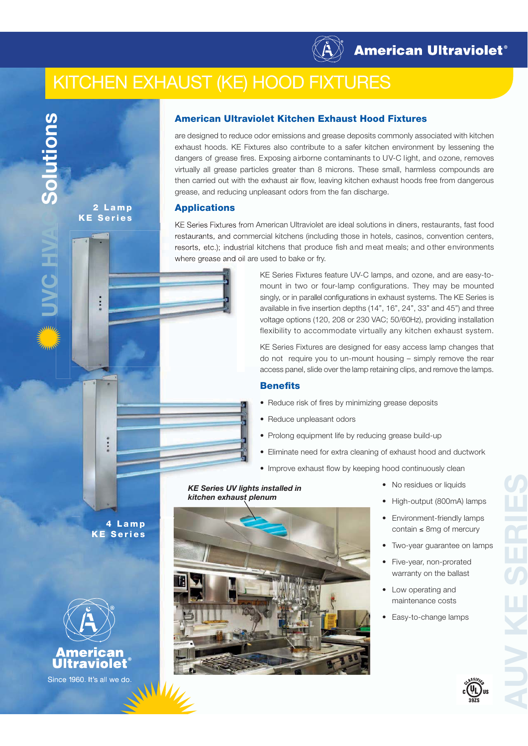# KITCHEN EXHAUST (KE) HOOD FIXTURES

UVC HVAC Solutions

2 Lamp KE Series

4 Lamp KE Series

## American Ultraviolet Kitchen Exhaust Hood Fixtures

are designed to reduce odor emissions and grease deposits commonly associated with kitchen exhaust hoods. KE Fixtures also contribute to a safer kitchen environment by lessening the dangers of grease fires. Exposing airborne contaminants to UV-C light, and ozone, removes virtually all grease particles greater than 8 microns. These small, harmless compounds are then carried out with the exhaust air flow, leaving kitchen exhaust hoods free from dangerous grease, and reducing unpleasant odors from the fan discharge.

## Applications

KE Series Fixtures from American Ultraviolet are ideal solutions in diners, restaurants, fast food restaurants, and commercial kitchens (including those in hotels, casinos, convention centers, resorts, etc.); industrial kitchens that produce fish and meat meals; and other environments where grease and oil are used to bake or fry.

KE Series Fixtures feature UV-C lamps, and ozone, and are easy-to-mount in two or four-lamp configurations. They may be mounted singly, or in parallel configurations in exhaust systems. The KE Series is available in five insertion depths (14", 16", 24", 33" and 45") and three voltage options (120, 208 or 230 VAC; 50/60Hz), providing installation flexibility to accommodate virtually any kitchen exhaust system.

KE Series Fixtures are designed for easy access lamp changes that do not require you to un-mount housing – simply remove the rear access panel, slide over the lamp retaining clips, and remove the lamps.

## Benefits

- Reduce risk of fires by minimizing grease deposits
- Reduce unpleasant odors
- Prolong equipment life by reducing grease build-up
- Eliminate need for extra cleaning of exhaust hood and ductwork
- Improve exhaust flow by keeping hood continuously clean
- No residues or liquids
- High-output (800mA) lamps
- Environment-friendly lamps contain ≤ 8mg of mercury
- Two-year guarantee on lamps
- Five-year, non-prorated warranty on the ballast
- Low operating and maintenance costs
- Easy-to-change lamps

***KE Series UV lights installed in kitchen exhaust plenum***

American Ultraviolet®

Since 1960. It's all we do.

AUV KE SERIES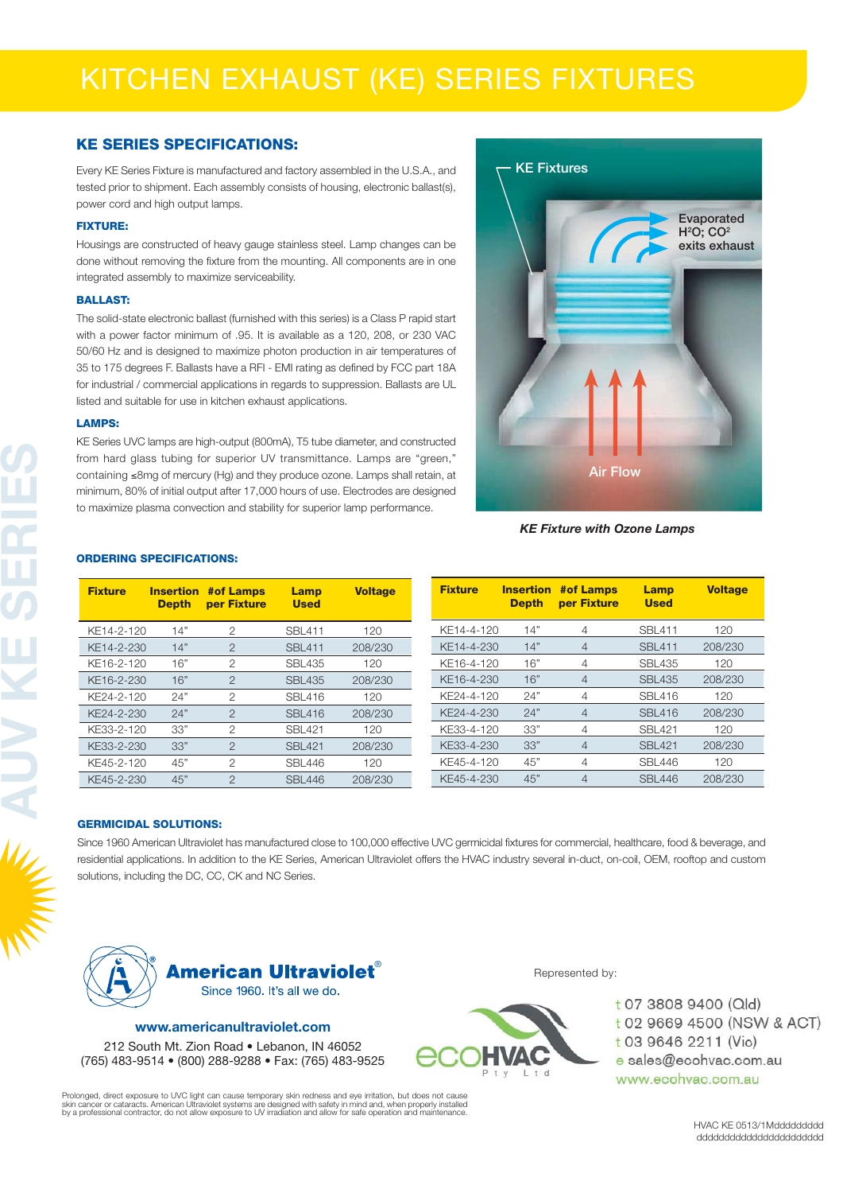# KITCHEN EXHAUST (KE) SERIES FIXTURES

## KE SERIES SPECIFICATIONS:

Every KE Series Fixture is manufactured and factory assembled in the U.S.A., and tested prior to shipment. Each assembly consists of housing, electronic ballast(s), power cord and high output lamps.

### FIXTURE:

Housings are constructed of heavy gauge stainless steel. Lamp changes can be done without removing the fixture from the mounting. All components are in one integrated assembly to maximize serviceability.

### BALLAST:

The solid-state electronic ballast (furnished with this series) is a Class P rapid start with a power factor minimum of .95. It is available as a 120, 208, or 230 VAC 50/60 Hz and is designed to maximize photon production in air temperatures of 35 to 175 degrees F. Ballasts have a RFI - EMI rating as defined by FCC part 18A for industrial / commercial applications in regards to suppression. Ballasts are UL listed and suitable for use in kitchen exhaust applications.

### LAMPS:

KE Series UVC lamps are high-output (800mA), T5 tube diameter, and constructed from hard glass tubing for superior UV transmittance. Lamps are "green," containing ≤8mg of mercury (Hg) and they produce ozone. Lamps shall retain, at minimum, 80% of initial output after 17,000 hours of use. Electrodes are designed to maximize plasma convection and stability for superior lamp performance.

KE Fixtures

Evaporated $H_2O$; $CO_2$ exits exhaust

Air Flow

*KE Fixture with Ozone Lamps*

### ORDERING SPECIFICATIONS:

| Fixture | Insertion Depth | #of Lamps per Fixture | Lamp Used | Voltage |
|---|---|---|---|---|
| KE14-2-120 | 14" | 2 | SBL411 | 120 |
| KE14-2-230 | 14" | 2 | SBL411 | 208/230 |
| KE16-2-120 | 16" | 2 | SBL435 | 120 |
| KE16-2-230 | 16" | 2 | SBL435 | 208/230 |
| KE24-2-120 | 24" | 2 | SBL416 | 120 |
| KE24-2-230 | 24" | 2 | SBL416 | 208/230 |
| KE33-2-120 | 33" | 2 | SBL421 | 120 |
| KE33-2-230 | 33" | 2 | SBL421 | 208/230 |
| KE45-2-120 | 45" | 2 | SBL446 | 120 |
| KE45-2-230 | 45" | 2 | SBL446 | 208/230 |

| Fixture | Insertion Depth | #of Lamps per Fixture | Lamp Used | Voltage |
|---|---|---|---|---|
| KE14-4-120 | 14" | 4 | SBL411 | 120 |
| KE14-4-230 | 14" | 4 | SBL411 | 208/230 |
| KE16-4-120 | 16" | 4 | SBL435 | 120 |
| KE16-4-230 | 16" | 4 | SBL435 | 208/230 |
| KE24-4-120 | 24" | 4 | SBL416 | 120 |
| KE24-4-230 | 24" | 4 | SBL416 | 208/230 |
| KE33-4-120 | 33" | 4 | SBL421 | 120 |
| KE33-4-230 | 33" | 4 | SBL421 | 208/230 |
| KE45-4-120 | 45" | 4 | SBL446 | 120 |
| KE45-4-230 | 45" | 4 | SBL446 | 208/230 |

### GERMICIDAL SOLUTIONS:

Since 1960 American Ultraviolet has manufactured close to 100,000 effective UVC germicidal fixtures for commercial, healthcare, food & beverage, and residential applications. In addition to the KE Series, American Ultraviolet offers the HVAC industry several in-duct, on-coil, OEM, rooftop and custom solutions, including the DC, CC, CK and NC Series.

AUV KE SERIES

**American Ultraviolet®**
Since 1960. It's all we do.

**www.americanultraviolet.com**
212 South Mt. Zion Road • Lebanon, IN 46052
(765) 483-9514 • (800) 288-9288 • Fax: (765) 483-9525

Represented by:

ecoHVAC Pty Ltd

t 07 3808 9400 (Qld)
t 02 9669 4500 (NSW & ACT)
t 03 9646 2211 (Vic)
e sales@ecohvac.com.au
www.ecohvac.com.au

Prolonged, direct exposure to UVC light can cause temporary skin redness and eye irritation, but does not cause skin cancer or cataracts. American Ultraviolet systems are designed with safety in mind and, when properly installed by a professional contractor, do not allow exposure to UV irradiation and allow for safe operation and maintenance.

HVAC KE 0513/1Mddddddddd
ddddddddddddddddddddddd